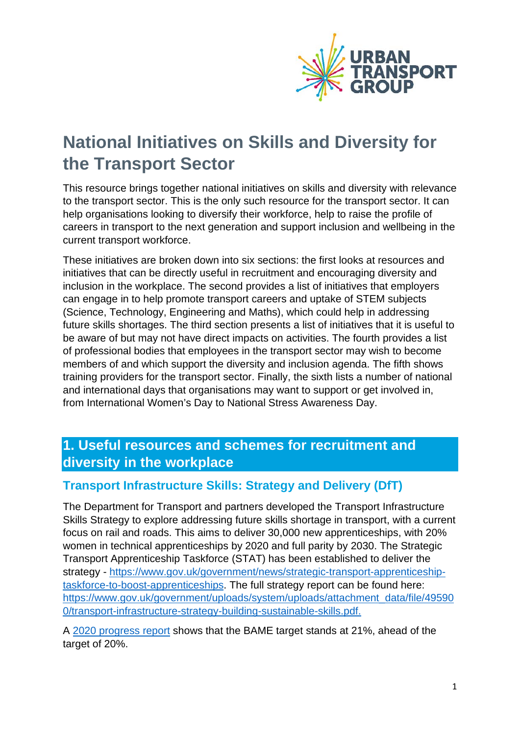# National Initiatives on Skills and Diversity for the Transport Sector

This resource brings together national initiatives on skills and diversity with relevance to the transport sector. This is the only such resource for the transport sector. It can help organisations looking to diversify their workforce, help to raise the profile of careers in transport to the next generation and support inclusion and wellbeing in the current transport workforce.

These initiatives are broken down into six sections: the first looks at resources and initiatives that can be directly useful in recruitment and encouraging diversity and inclusion in the workplace. The second provides a list of initiatives that employers can engage in to help promote transport careers and uptake of STEM subjects (Science, Technology, Engineering and Maths), which could help in addressing future skills shortages. The third section presents a list of initiatives that it is useful to be aware of but may not have direct impacts on activities. The fourth provides a list of professional bodies that employees in the transport sector may wish to become members of and which support the diversity and inclusion agenda. The fifth shows training providers for the transport sector. Finally, the sixth lists a number of national and international days that organisations may want to support or get involved in, from International Women's Day to National Stress Awareness Day.

## 1. Useful resources and schemes for recruitment and diversity in the workplace

### Transport Infrastructure Skills: Strategy and Delivery (DfT)

The Department for Transport and partners developed the Transport Infrastructure Skills Strategy to explore addressing future skills shortage in transport, with a current focus on rail and roads. This aims to deliver 30,000 new apprenticeships, with 20% women in technical apprenticeships by 2020 and full parity by 2030. The Strategic Transport Apprenticeship Taskforce (STAT) has been established to deliver the strategy - https://www.gov.uk/government/news/strategic-transport-apprenticeship-taskforce-to-boost-apprenticeships. The full strategy report can be found here: https://www.gov.uk/government/uploads/system/uploads/attachment_data/file/495900/transport-infrastructure-strategy-building-sustainable-skills.pdf.

A 2020 progress report shows that the BAME target stands at 21%, ahead of the target of 20%.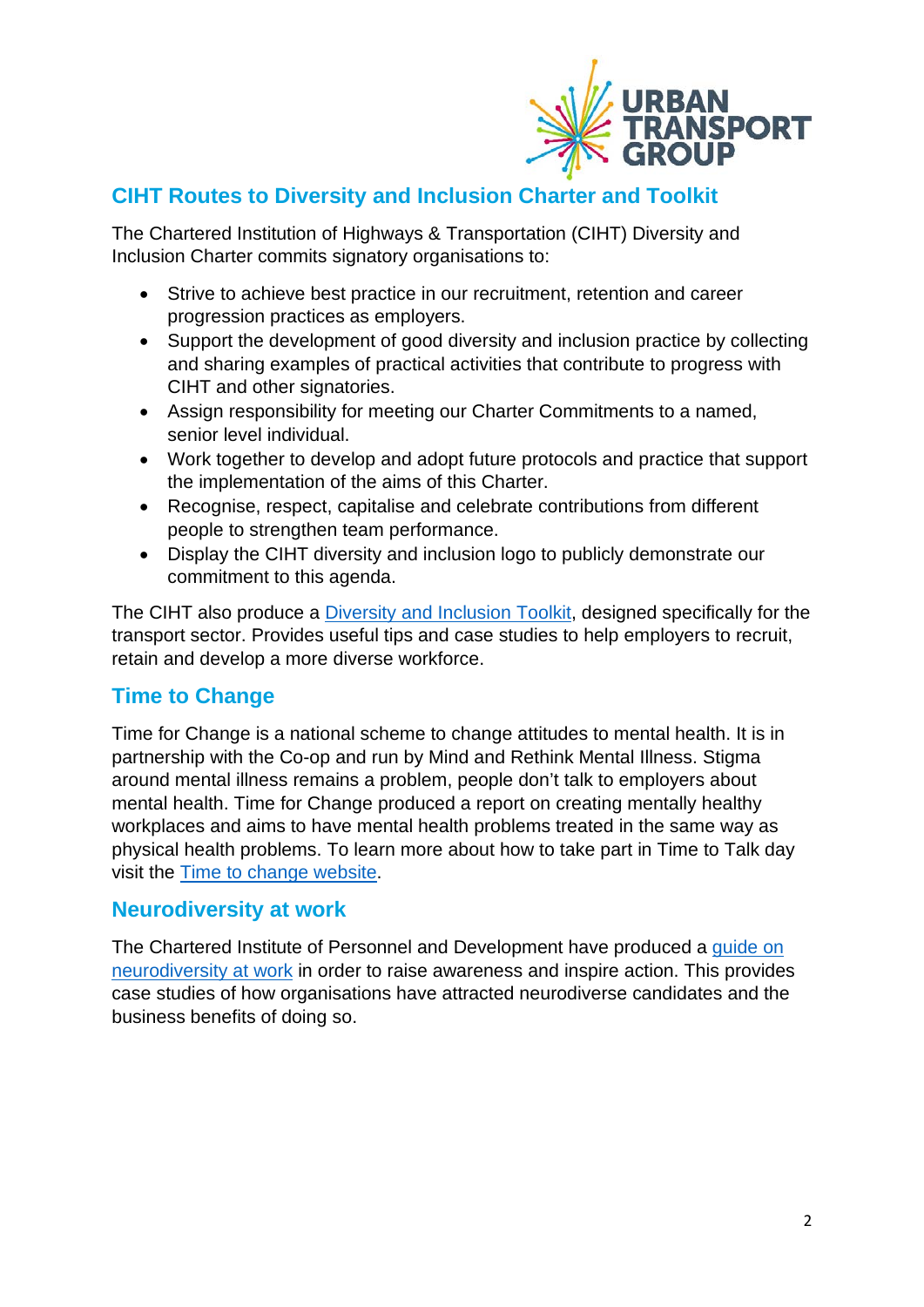## CIHT Routes to Diversity and Inclusion Charter and Toolkit

The Chartered Institution of Highways & Transportation (CIHT) Diversity and Inclusion Charter commits signatory organisations to:

- Strive to achieve best practice in our recruitment, retention and career progression practices as employers.
- Support the development of good diversity and inclusion practice by collecting and sharing examples of practical activities that contribute to progress with CIHT and other signatories.
- Assign responsibility for meeting our Charter Commitments to a named, senior level individual.
- Work together to develop and adopt future protocols and practice that support the implementation of the aims of this Charter.
- Recognise, respect, capitalise and celebrate contributions from different people to strengthen team performance.
- Display the CIHT diversity and inclusion logo to publicly demonstrate our commitment to this agenda.

The CIHT also produce a Diversity and Inclusion Toolkit, designed specifically for the transport sector. Provides useful tips and case studies to help employers to recruit, retain and develop a more diverse workforce.

## Time to Change

Time for Change is a national scheme to change attitudes to mental health. It is in partnership with the Co-op and run by Mind and Rethink Mental Illness. Stigma around mental illness remains a problem, people don't talk to employers about mental health. Time for Change produced a report on creating mentally healthy workplaces and aims to have mental health problems treated in the same way as physical health problems. To learn more about how to take part in Time to Talk day visit the Time to change website.

## Neurodiversity at work

The Chartered Institute of Personnel and Development have produced a guide on neurodiversity at work in order to raise awareness and inspire action. This provides case studies of how organisations have attracted neurodiverse candidates and the business benefits of doing so.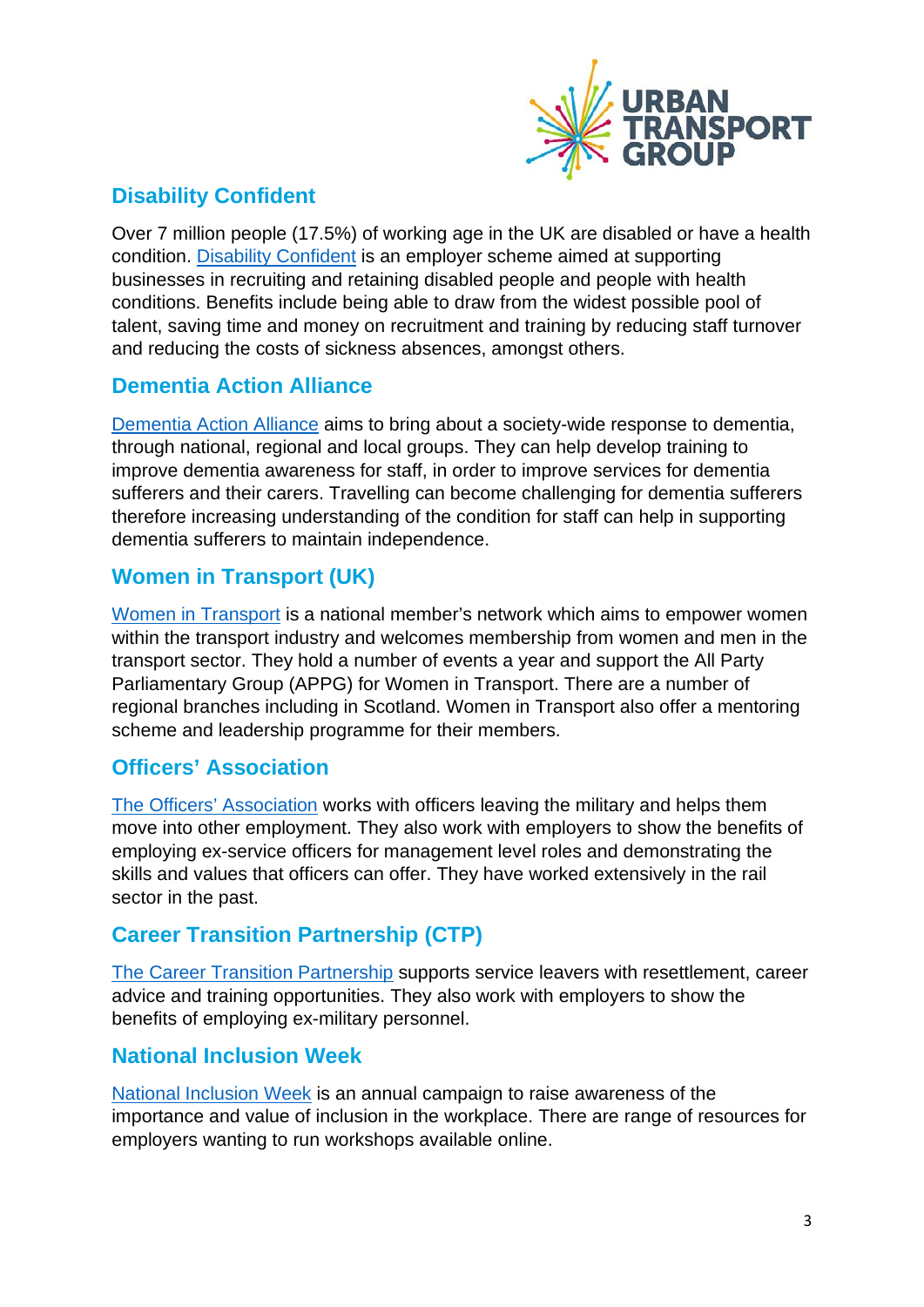## Disability Confident

Over 7 million people (17.5%) of working age in the UK are disabled or have a health condition. Disability Confident is an employer scheme aimed at supporting businesses in recruiting and retaining disabled people and people with health conditions. Benefits include being able to draw from the widest possible pool of talent, saving time and money on recruitment and training by reducing staff turnover and reducing the costs of sickness absences, amongst others.

## Dementia Action Alliance

Dementia Action Alliance aims to bring about a society-wide response to dementia, through national, regional and local groups. They can help develop training to improve dementia awareness for staff, in order to improve services for dementia sufferers and their carers. Travelling can become challenging for dementia sufferers therefore increasing understanding of the condition for staff can help in supporting dementia sufferers to maintain independence.

## Women in Transport (UK)

Women in Transport is a national member's network which aims to empower women within the transport industry and welcomes membership from women and men in the transport sector. They hold a number of events a year and support the All Party Parliamentary Group (APPG) for Women in Transport. There are a number of regional branches including in Scotland. Women in Transport also offer a mentoring scheme and leadership programme for their members.

## Officers' Association

The Officers' Association works with officers leaving the military and helps them move into other employment. They also work with employers to show the benefits of employing ex-service officers for management level roles and demonstrating the skills and values that officers can offer. They have worked extensively in the rail sector in the past.

## Career Transition Partnership (CTP)

The Career Transition Partnership supports service leavers with resettlement, career advice and training opportunities. They also work with employers to show the benefits of employing ex-military personnel.

## National Inclusion Week

National Inclusion Week is an annual campaign to raise awareness of the importance and value of inclusion in the workplace. There are range of resources for employers wanting to run workshops available online.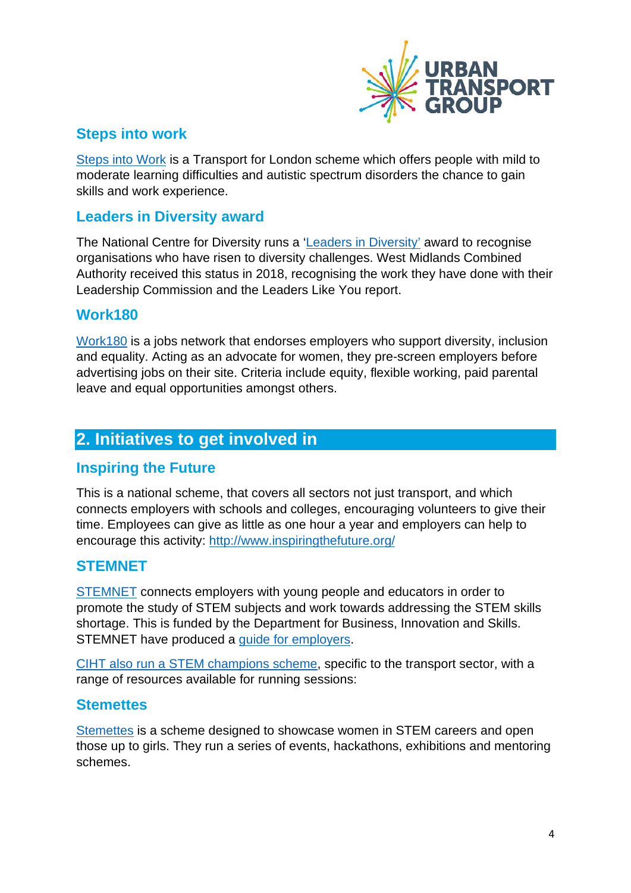### Steps into work

Steps into Work is a Transport for London scheme which offers people with mild to moderate learning difficulties and autistic spectrum disorders the chance to gain skills and work experience.

### Leaders in Diversity award

The National Centre for Diversity runs a 'Leaders in Diversity' award to recognise organisations who have risen to diversity challenges. West Midlands Combined Authority received this status in 2018, recognising the work they have done with their Leadership Commission and the Leaders Like You report.

### Work180

Work180 is a jobs network that endorses employers who support diversity, inclusion and equality. Acting as an advocate for women, they pre-screen employers before advertising jobs on their site. Criteria include equity, flexible working, paid parental leave and equal opportunities amongst others.

## 2. Initiatives to get involved in

### Inspiring the Future

This is a national scheme, that covers all sectors not just transport, and which connects employers with schools and colleges, encouraging volunteers to give their time. Employees can give as little as one hour a year and employers can help to encourage this activity: http://www.inspiringthefuture.org/

### STEMNET

STEMNET connects employers with young people and educators in order to promote the study of STEM subjects and work towards addressing the STEM skills shortage. This is funded by the Department for Business, Innovation and Skills. STEMNET have produced a guide for employers.

CIHT also run a STEM champions scheme, specific to the transport sector, with a range of resources available for running sessions:

### Stemettes

Stemettes is a scheme designed to showcase women in STEM careers and open those up to girls. They run a series of events, hackathons, exhibitions and mentoring schemes.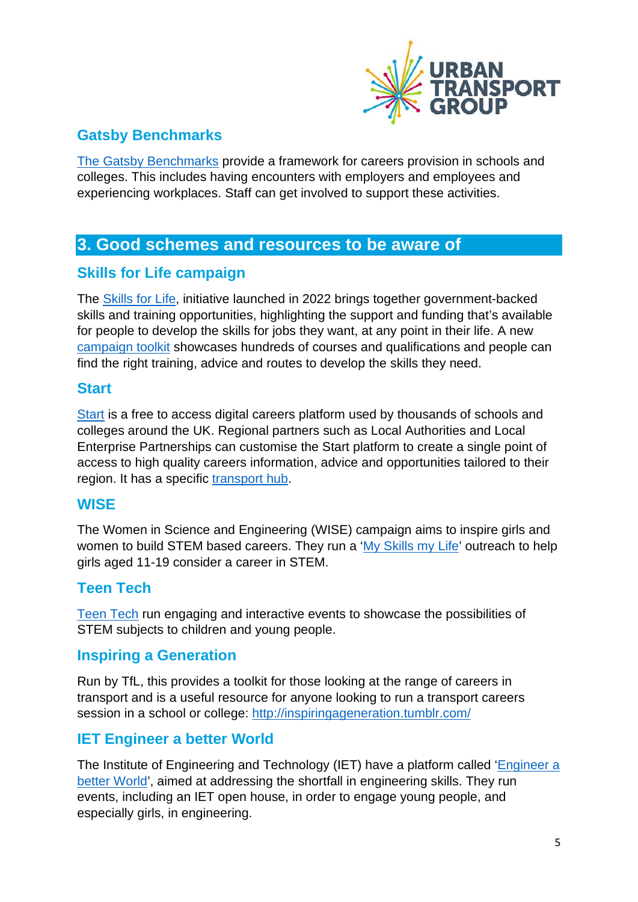### Gatsby Benchmarks

The Gatsby Benchmarks provide a framework for careers provision in schools and colleges. This includes having encounters with employers and employees and experiencing workplaces. Staff can get involved to support these activities.

## 3. Good schemes and resources to be aware of

### Skills for Life campaign

The Skills for Life, initiative launched in 2022 brings together government-backed skills and training opportunities, highlighting the support and funding that's available for people to develop the skills for jobs they want, at any point in their life. A new campaign toolkit showcases hundreds of courses and qualifications and people can find the right training, advice and routes to develop the skills they need.

### Start

Start is a free to access digital careers platform used by thousands of schools and colleges around the UK. Regional partners such as Local Authorities and Local Enterprise Partnerships can customise the Start platform to create a single point of access to high quality careers information, advice and opportunities tailored to their region. It has a specific transport hub.

### WISE

The Women in Science and Engineering (WISE) campaign aims to inspire girls and women to build STEM based careers. They run a 'My Skills my Life' outreach to help girls aged 11-19 consider a career in STEM.

### Teen Tech

Teen Tech run engaging and interactive events to showcase the possibilities of STEM subjects to children and young people.

### Inspiring a Generation

Run by TfL, this provides a toolkit for those looking at the range of careers in transport and is a useful resource for anyone looking to run a transport careers session in a school or college: http://inspiringageneration.tumblr.com/

### IET Engineer a better World

The Institute of Engineering and Technology (IET) have a platform called 'Engineer a better World', aimed at addressing the shortfall in engineering skills. They run events, including an IET open house, in order to engage young people, and especially girls, in engineering.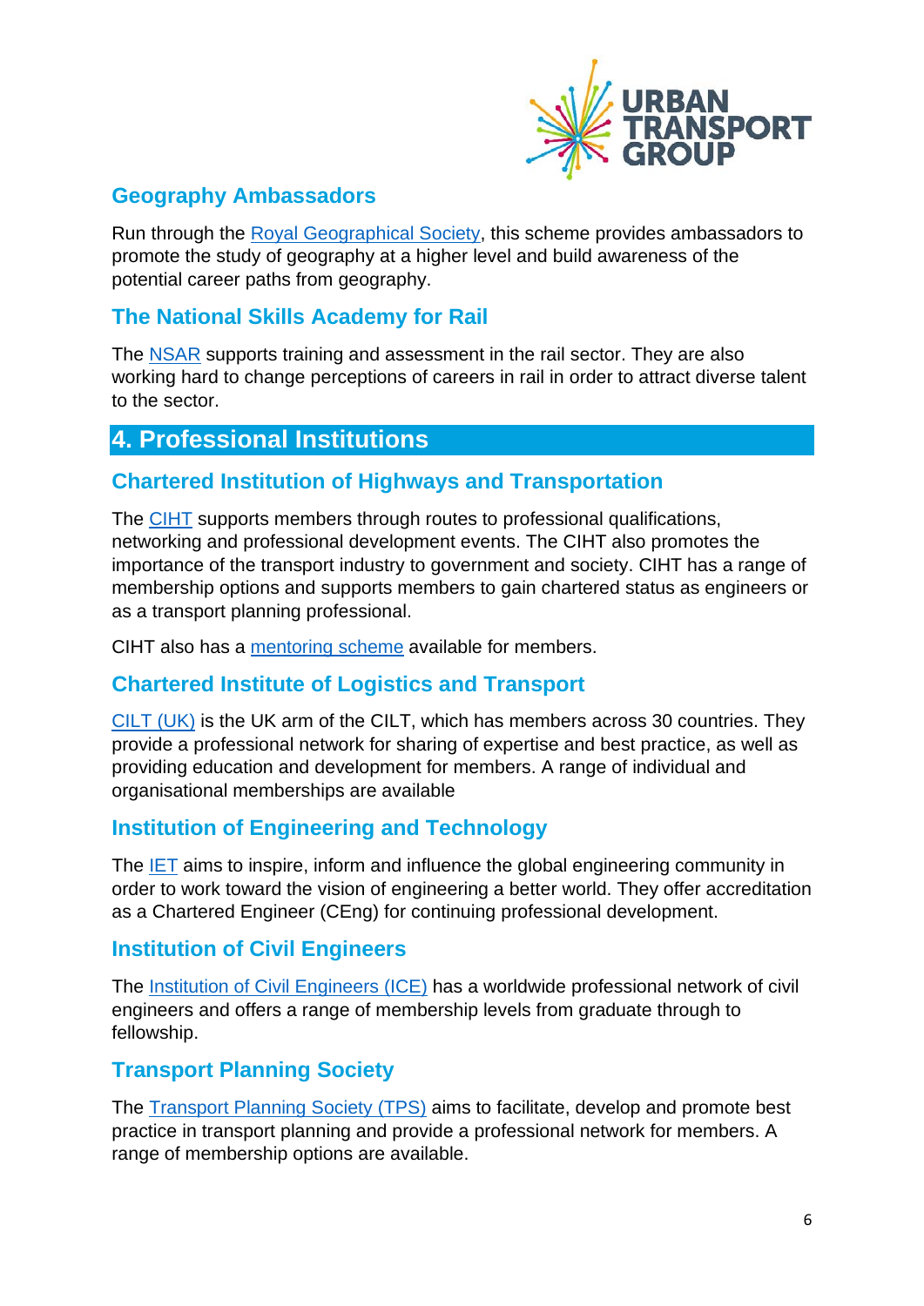### Geography Ambassadors

Run through the Royal Geographical Society, this scheme provides ambassadors to promote the study of geography at a higher level and build awareness of the potential career paths from geography.

### The National Skills Academy for Rail

The NSAR supports training and assessment in the rail sector. They are also working hard to change perceptions of careers in rail in order to attract diverse talent to the sector.

## 4. Professional Institutions

### Chartered Institution of Highways and Transportation

The CIHT supports members through routes to professional qualifications, networking and professional development events. The CIHT also promotes the importance of the transport industry to government and society. CIHT has a range of membership options and supports members to gain chartered status as engineers or as a transport planning professional.

CIHT also has a mentoring scheme available for members.

### Chartered Institute of Logistics and Transport

CILT (UK) is the UK arm of the CILT, which has members across 30 countries. They provide a professional network for sharing of expertise and best practice, as well as providing education and development for members. A range of individual and organisational memberships are available

### Institution of Engineering and Technology

The IET aims to inspire, inform and influence the global engineering community in order to work toward the vision of engineering a better world. They offer accreditation as a Chartered Engineer (CEng) for continuing professional development.

### Institution of Civil Engineers

The Institution of Civil Engineers (ICE) has a worldwide professional network of civil engineers and offers a range of membership levels from graduate through to fellowship.

### Transport Planning Society

The Transport Planning Society (TPS) aims to facilitate, develop and promote best practice in transport planning and provide a professional network for members. A range of membership options are available.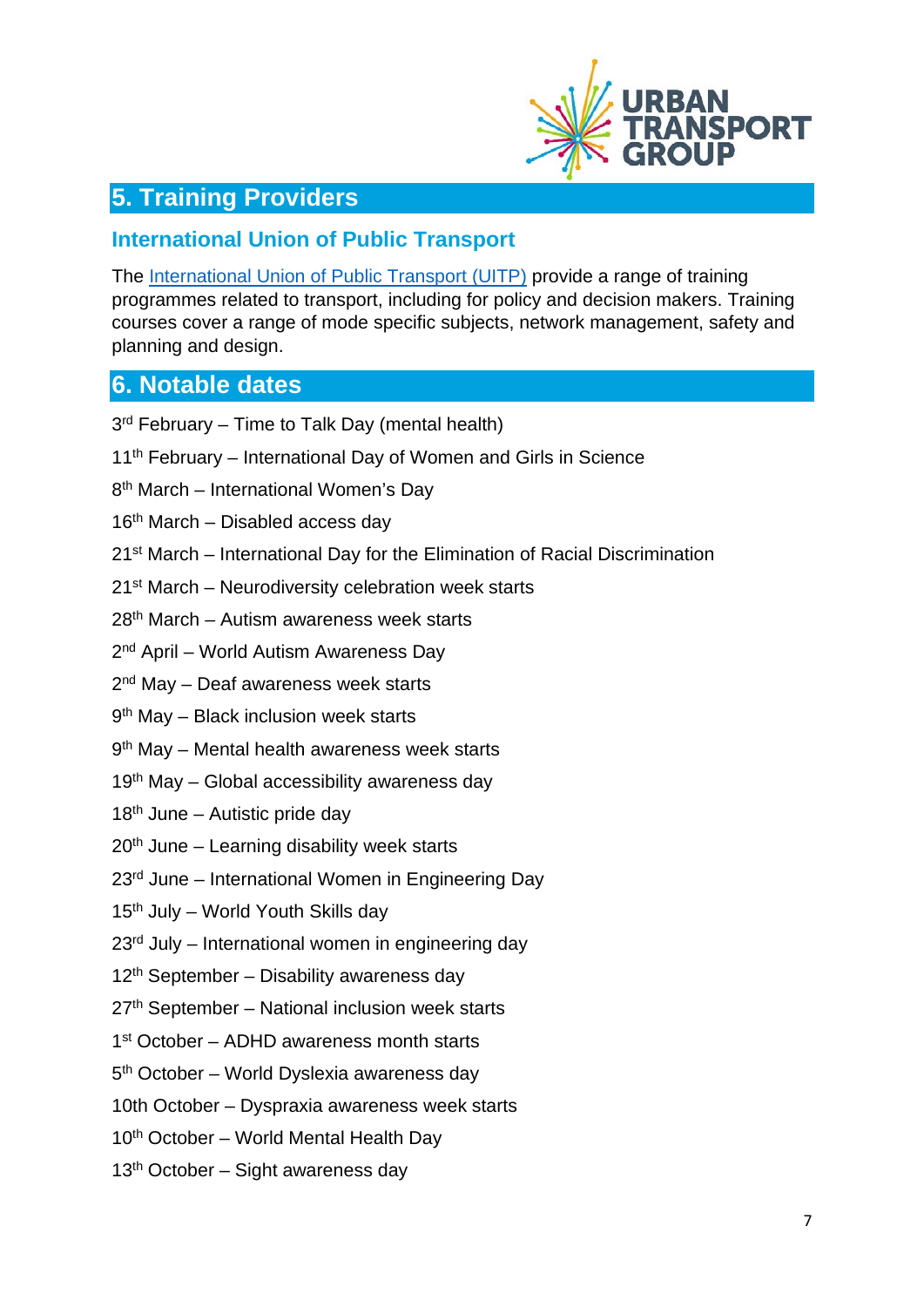## 5. Training Providers

### International Union of Public Transport

The International Union of Public Transport (UITP) provide a range of training programmes related to transport, including for policy and decision makers. Training courses cover a range of mode specific subjects, network management, safety and planning and design.

## 6. Notable dates

3rd February – Time to Talk Day (mental health)

11th February – International Day of Women and Girls in Science

8th March – International Women's Day

16th March – Disabled access day

21st March – International Day for the Elimination of Racial Discrimination

21st March – Neurodiversity celebration week starts

28th March – Autism awareness week starts

2nd April – World Autism Awareness Day

2nd May – Deaf awareness week starts

9th May – Black inclusion week starts

9th May – Mental health awareness week starts

19th May – Global accessibility awareness day

18th June – Autistic pride day

20th June – Learning disability week starts

23rd June – International Women in Engineering Day

15th July – World Youth Skills day

23rd July – International women in engineering day

12th September – Disability awareness day

27th September – National inclusion week starts

1st October – ADHD awareness month starts

5th October – World Dyslexia awareness day

10th October – Dyspraxia awareness week starts

10th October – World Mental Health Day

13th October – Sight awareness day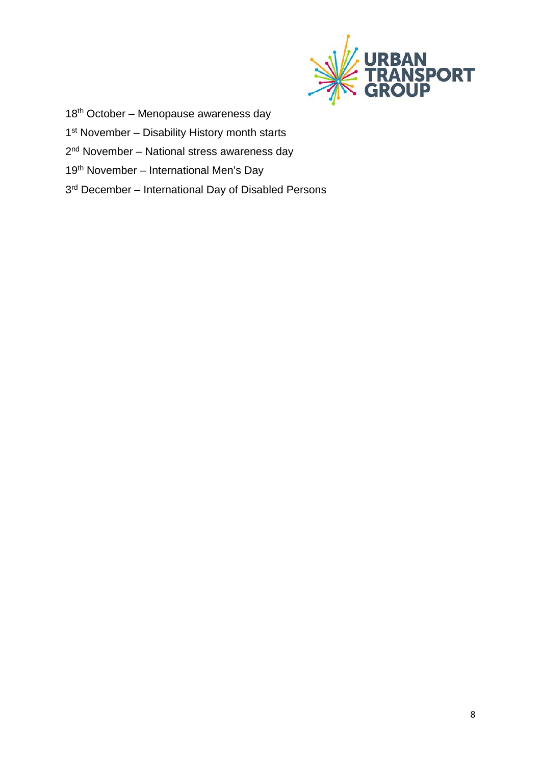18th October – Menopause awareness day

1st November – Disability History month starts

2nd November – National stress awareness day

19th November – International Men's Day

3rd December – International Day of Disabled Persons